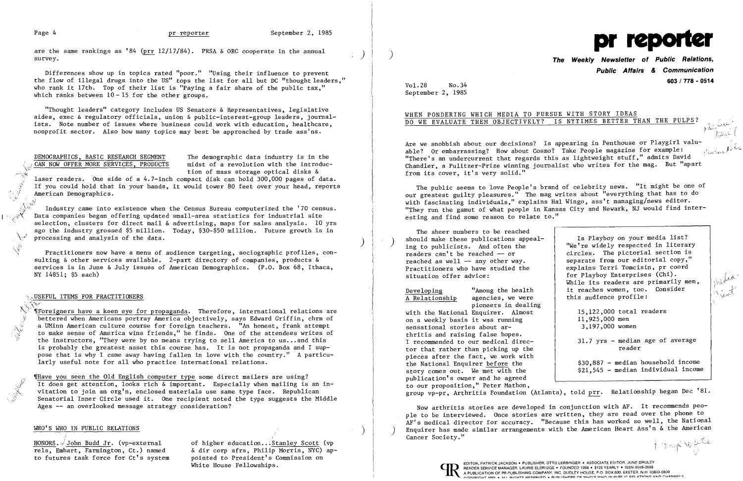are the same rankings as '84 (prr 12/17/84). PRSA & ORC cooperate in the annual survey.

Differences show up in topics rated "poor." "Using their influence to prevent the flow of illegal drugs into the US" tops the list for all but DC "thought leaders," who rank it 17th. Top of their list is "Paying a fair share of the public tax," which ranks between 10 - 15 for the other groups.

"Thought leaders" category includes US Senators & Representatives, legislative aides, exec & regulatory officials, union & public-interest-group leaders, journalists. Note number of issues where business could work with education, healthcare, nonprofit sector. Also how many topics may best be approached by trade ass'ns.

## DEMOGRAPHICS, BASIC RESEARCH SEGMENT CAN NOW OFFER MORE SERVICES, PRODUCTS

The demographic data industry is in the midst of a revolution with the introduction of mass storage optical disks & laser readers. One side of a 4.7-inch compact disk can hold 300,000 pages of data. If you could hold that in your hands, it would tower 80 feet over your head, reports American Demographics.

Industry came into existence when the Census Bureau computerized the '70 census. Data companies began offering updated small-area statistics for industrial site selection, clusters for direct mail & advertising, maps for sales analysis. 10 yrs ago the industry grossed $5 million. Today, $30-$50 million. Future growth is in processing and analysis of the data.

Practitioners now have a menu of audience targeting, sociographic profiles, consulting & other services available. 2-part directory of companies, products & services is in June & July issues of American Demographics. (P.O. Box 68, Ithaca, NY 14851; $5 each)

## USEFUL ITEMS FOR PRACTITIONERS

¶Foreigners have a keen eye for propaganda. Therefore, international relations are bettered when Americans portray America objectively, says Edward Griffin, chrm of a UMinn American culture course for foreign teachers. "An honest, frank attempt to make sense of America wins friends," he finds. One of the attendees writes of the instructors, "They were by no means trying to sell America to us...and this is probably the greatest asset this course has. It is not propaganda and I suppose that is why I came away having fallen in love with the country." A particularly useful note for all who practice international relations.

¶Have you seen the Old English computer type some direct mailers are using? It does get attention, looks rich & important. Especially when mailing is an invitation to join an org'n, enclosed materials use same type face. Republican Senatorial Inner Circle used it. One recipient noted the type suggests the Middle Ages -- an overlooked message strategy consideration?

## WHO'S WHO IN PUBLIC RELATIONS

HONORS. John Budd Jr. (vp-external rels, Emhart, Farmington, Ct.) named to futures task force for Ct's system of higher education... Stanley Scott (vp & dir corp afrs, Philip Morris, NYC) appointed to President's Commission on White House Fellowships.

# pr reporter

**The Weekly Newsletter of Public Relations, Public Affairs & Communication**

**603 / 778 - 0514**

Vol.28 No.34
September 2, 1985

## WHEN PONDERING WHICH MEDIA TO PURSUE WITH STORY IDEAS DO WE EVALUATE THEM OBJECTIVELY? IS NYTIMES BETTER THAN THE PULPS?

Are we snobbish about our decisions? Is appearing in Penthouse or Playgirl valuable? Or embarrassing? How about Cosmo? Take People magazine for example: "There's an undercurrent that regards this as lightweight stuff," admits David Chandler, a Pulitzer-Prize winning journalist who writes for the mag. But "apart from its cover, it's very solid."

The public seems to love People's brand of celebrity news. "It might be one of our greatest guilty pleasures." The mag writes about "everything that has to do with fascinating individuals," explains Hal Wingo, ass't managing/news editor. "They run the gamut of what people in Kansas City and Newark, NJ would find interesting and find some reason to relate to."

The sheer numbers to be reached should make these publications appealing to publicists. And often the readers can't be reached -- or reached as well -- any other way. Practitioners who have studied the situation offer advice:

> Is Playboy on your media list? "We're widely respected in literary circles. The pictorial section is separate from our editorial copy," explains Terri Tomcisin, pr coord for Playboy Enterprises (Chi). While its readers are primarily men, it reaches women, too. Consider this audience profile:
>
> 15,122,000 total readers
> 11,925,000 men
> 3,197,000 women
>
> 31.7 yrs - median age of average reader
>
> $30,887 - median household income
> $21,545 - median individual income

**Developing A Relationship** "Among the health agencies, we were pioneers in dealing with the National Enquirer. Almost on a weekly basis it was running sensational stories about arthritis and raising false hopes. I recommended to our medical director that rather than picking up the pieces after the fact, we work with the National Enquirer before the story comes out. We met with the publication's owner and he agreed to our proposition," Peter Mathon, group vp-pr, Arthritis Foundation (Atlanta), told prr. Relationship began Dec '81.

Now arthritis stories are developed in conjunction with AF. It recommends people to be interviewed. Once stories are written, they are read over the phone to AF's medical director for accuracy. "Because this has worked so well, the National Enquirer has made similar arrangements with the American Heart Ass'n & the American Cancer Society."

EDITOR, PATRICK JACKSON • PUBLISHER, OTTO LERBINGER • ASSOCIATE EDITOR, JUNE DRULEY
READER SERVICE MANAGER, LAURIE ELDRIDGE • FOUNDED 1958 • $125 YEARLY • ISSN 0048-2609
A PUBLICATION OF PR PUBLISHING COMPANY, INC. DUDLEY HOUSE, P.O. BOX 600, EXETER, N.H. 03833-0600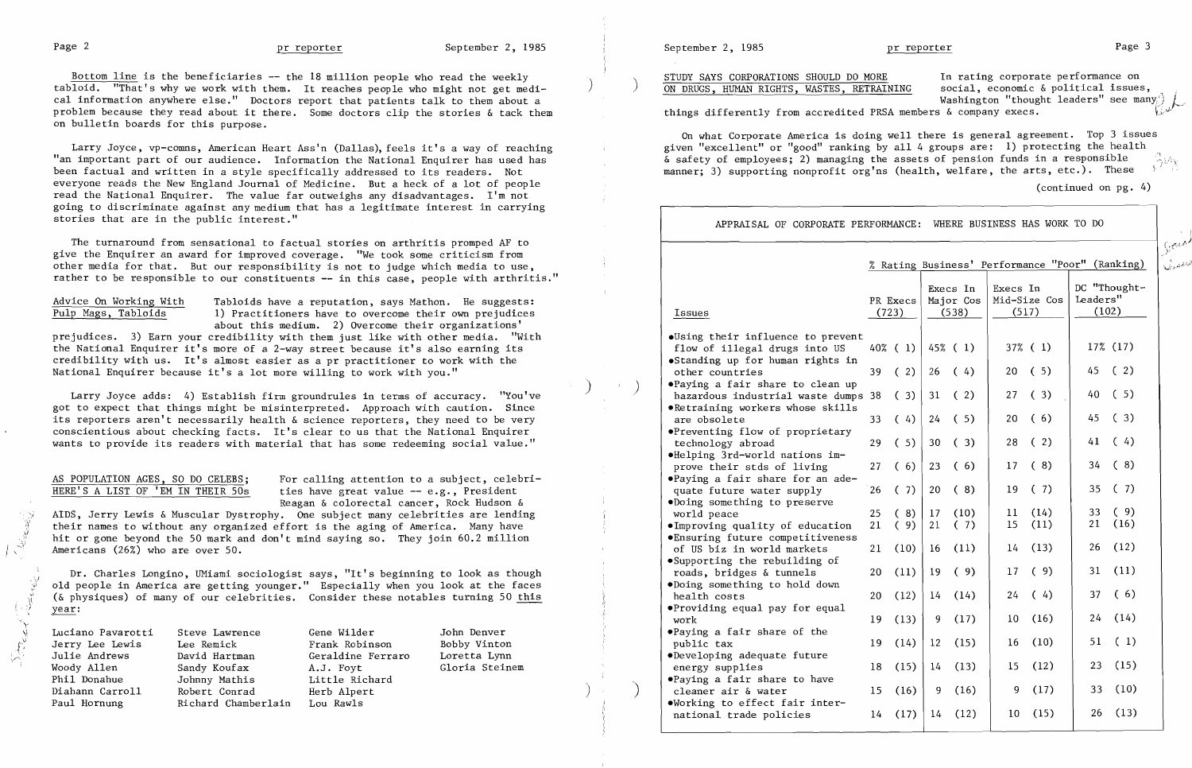Bottom line is the beneficiaries -- the 18 million people who read the weekly tabloid. "That's why we work with them. It reaches people who might not get medical information anywhere else." Doctors report that patients talk to them about a problem because they read about it there. Some doctors clip the stories & tack them on bulletin boards for this purpose.

Larry Joyce, vp-comns, American Heart Ass'n (Dallas), feels it's a way of reaching "an important part of our audience. Information the National Enquirer has used has been factual and written in a style specifically addressed to its readers. Not everyone reads the New England Journal of Medicine. But a heck of a lot of people read the National Enquirer. The value far outweighs any disadvantages. I'm not going to discriminate against any medium that has a legitimate interest in carrying stories that are in the public interest."

The turnaround from sensational to factual stories on arthritis prompted AF to give the Enquirer an award for improved coverage. "We took some criticism from other media for that. But our responsibility is not to judge which media to use, rather to be responsible to our constituents -- in this case, people with arthritis."

Advice On Working With Pulp Mags, Tabloids — Tabloids have a reputation, says Mathon. He suggests: 1) Practitioners have to overcome their own prejudices about this medium. 2) Overcome their organizations' prejudices. 3) Earn your credibility with them just like with other media. "With the National Enquirer it's more of a 2-way street because it's also earning its credibility with us. It's almost easier as a pr practitioner to work with the National Enquirer because it's a lot more willing to work with you."

Larry Joyce adds: 4) Establish firm groundrules in terms of accuracy. "You've got to expect that things might be misinterpreted. Approach with caution. Since its reporters aren't necessarily health & science reporters, they need to be very conscientious about checking facts. It's clear to us that the National Enquirer wants to provide its readers with material that has some redeeming social value."

AS POPULATION AGES, SO DO CELEBS; HERE'S A LIST OF 'EM IN THEIR 50s — For calling attention to a subject, celebrities have great value -- e.g., President Reagan & colorectal cancer, Rock Hudson & AIDS, Jerry Lewis & Muscular Dystrophy. One subject many celebrities are lending their names to without any organized effort is the aging of America. Many have hit or gone beyond the 50 mark and don't mind saying so. They join 60.2 million Americans (26%) who are over 50.

Dr. Charles Longino, UMiami sociologist says, "It's beginning to look as though old people in America are getting younger." Especially when you look at the faces (& physiques) of many of our celebrities. Consider these notables turning 50 this year:

| | | | |
|---|---|---|---|
| Luciano Pavarotti | Steve Lawrence | Gene Wilder | John Denver |
| Jerry Lee Lewis | Lee Remick | Frank Robinson | Bobby Vinton |
| Julie Andrews | David Hartman | Geraldine Ferraro | Loretta Lynn |
| Woody Allen | Sandy Koufax | A.J. Foyt | Gloria Steinem |
| Phil Donahue | Johnny Mathis | Little Richard | |
| Diahann Carroll | Robert Conrad | Herb Alpert | |
| Paul Hornung | Richard Chamberlain | Lou Rawls | |

STUDY SAYS CORPORATIONS SHOULD DO MORE ON DRUGS, HUMAN RIGHTS, WASTES, RETRAINING — In rating corporate performance on social, economic & political issues, Washington "thought leaders" see many things differently from accredited PRSA members & company execs.

On what Corporate America is doing well there is general agreement. Top 3 issues given "excellent" or "good" ranking by all 4 groups are: 1) protecting the health & safety of employees; 2) managing the assets of pension funds in a responsible manner; 3) supporting nonprofit org'ns (health, welfare, the arts, etc.). These

(continued on pg. 4)

APPRAISAL OF CORPORATE PERFORMANCE: WHERE BUSINESS HAS WORK TO DO

| | % Rating Business' Performance "Poor" (Ranking) | | | |
|---|---|---|---|---|
| Issues | PR Execs (723) | Execs In Major Cos (538) | Execs In Mid-Size Cos (517) | DC "Thought-Leaders" (102) |
| •Using their influence to prevent flow of illegal drugs into US | 40% ( 1) | 45% ( 1) | 37% ( 1) | 17% (17) |
| •Standing up for human rights in other countries | 39 ( 2) | 26 ( 4) | 20 ( 5) | 45 ( 2) |
| •Paying a fair share to clean up hazardous industrial waste dumps | 38 ( 3) | 31 ( 2) | 27 ( 3) | 40 ( 5) |
| •Retraining workers whose skills are obsolete | 33 ( 4) | 24 ( 5) | 20 ( 6) | 45 ( 3) |
| •Preventing flow of proprietary technology abroad | 29 ( 5) | 30 ( 3) | 28 ( 2) | 41 ( 4) |
| •Helping 3rd-world nations improve their stds of living | 27 ( 6) | 23 ( 6) | 17 ( 8) | 34 ( 8) |
| •Paying a fair share for an adequate future water supply | 26 ( 7) | 20 ( 8) | 19 ( 7) | 35 ( 7) |
| •Doing something to preserve world peace | 25 ( 8) | 17 (10) | 11 (14) | 33 ( 9) |
| •Improving quality of education | 21 ( 9) | 21 ( 7) | 15 (11) | 21 (16) |
| •Ensuring future competitiveness of US biz in world markets | 21 (10) | 16 (11) | 14 (13) | 26 (12) |
| •Supporting the rebuilding of roads, bridges & tunnels | 20 (11) | 19 ( 9) | 17 ( 9) | 31 (11) |
| •Doing something to hold down health costs | 20 (12) | 14 (14) | 24 ( 4) | 37 ( 6) |
| •Providing equal pay for equal work | 19 (13) | 9 (17) | 10 (16) | 24 (14) |
| •Paying a fair share of the public tax | 19 (14) | 12 (15) | 16 (10) | 51 ( 1) |
| •Developing adequate future energy supplies | 18 (15) | 14 (13) | 15 (12) | 23 (15) |
| •Paying a fair share to have cleaner air & water | 15 (16) | 9 (16) | 9 (17) | 33 (10) |
| •Working to effect fair international trade policies | 14 (17) | 14 (12) | 10 (15) | 26 (13) |